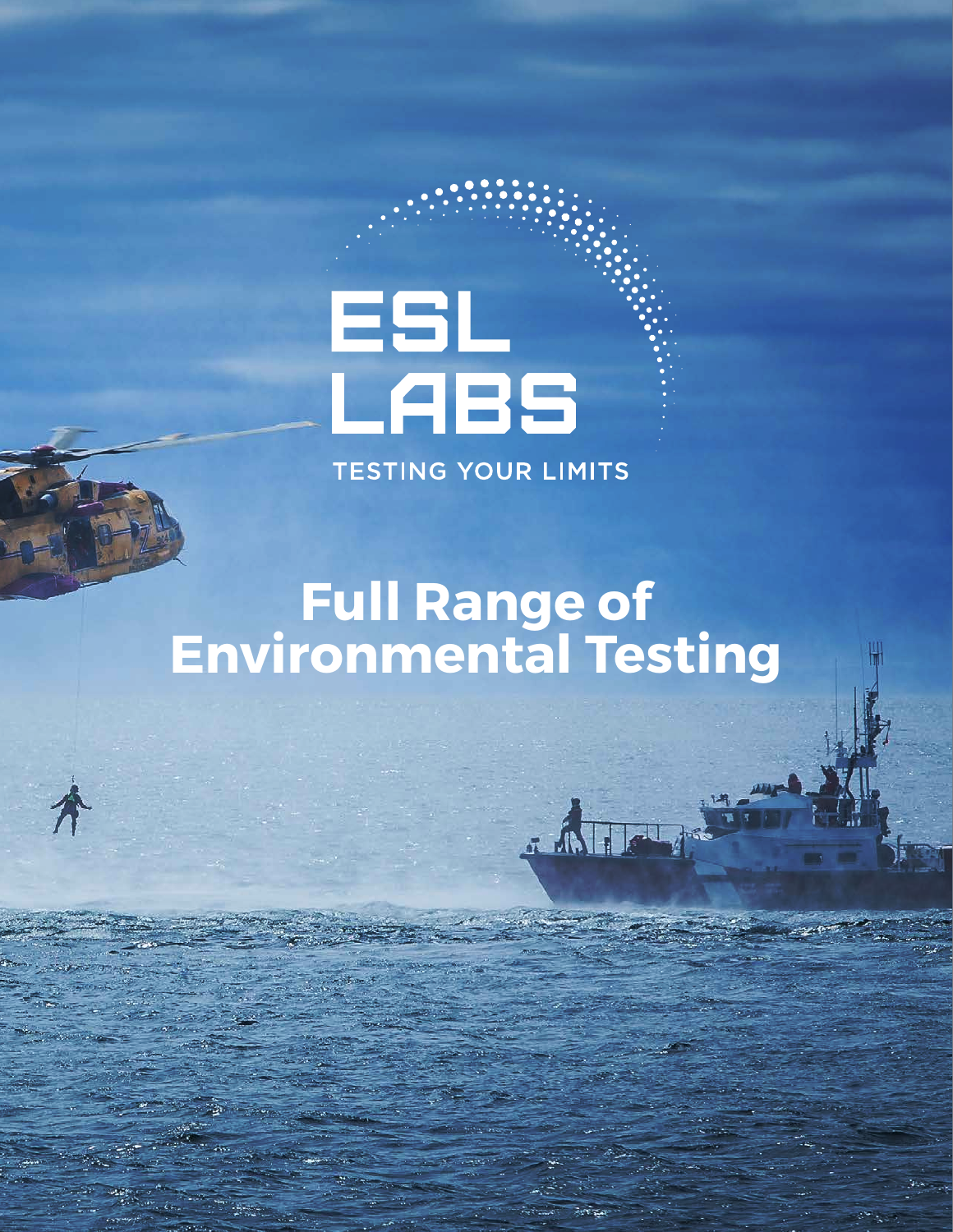# ESL LABS

TESTING YOUR LIMITS

# Full Range of Environmental Testing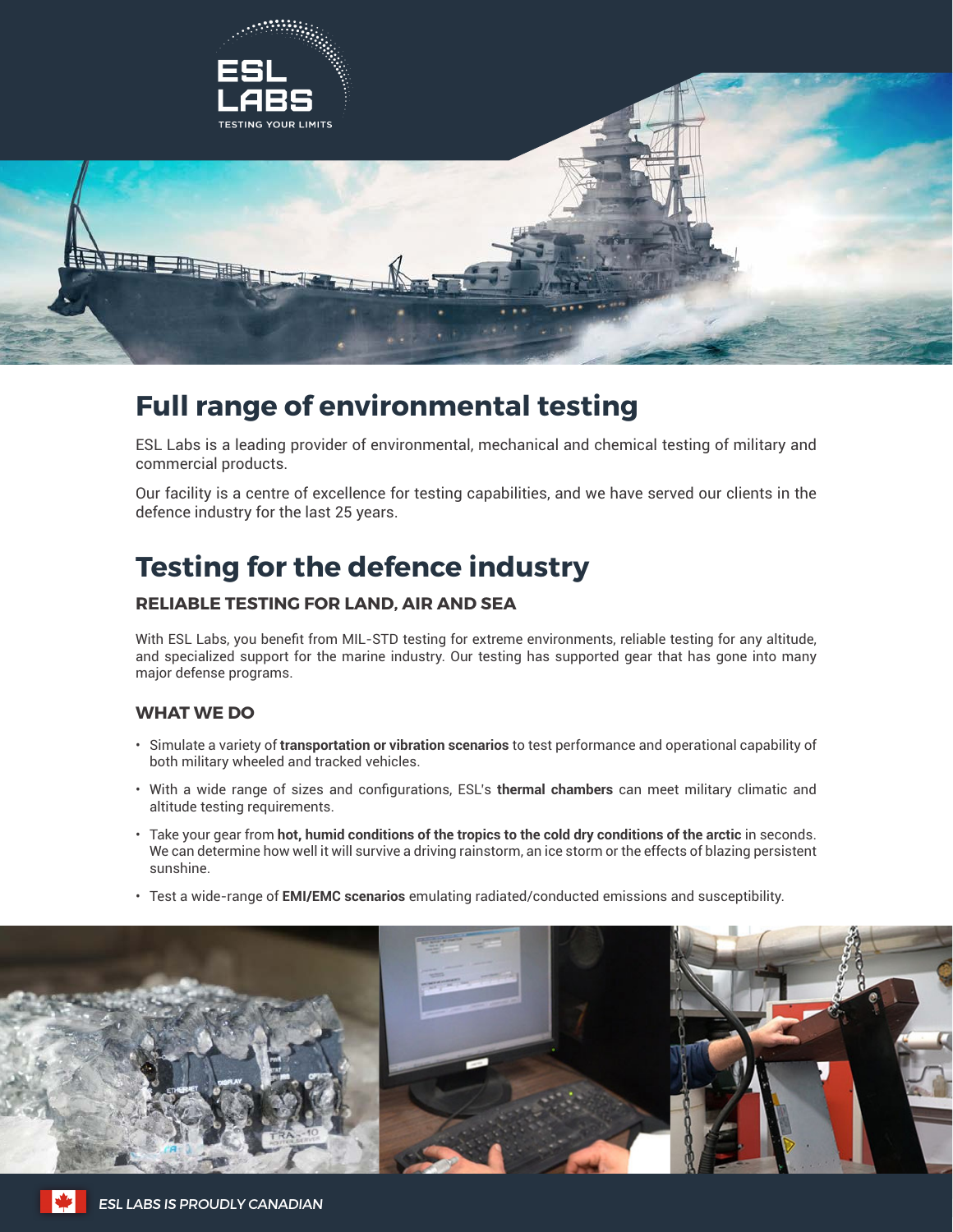ESL LABS

TESTING YOUR LIMITS

# Full range of environmental testing

ESL Labs is a leading provider of environmental, mechanical and chemical testing of military and commercial products.

Our facility is a centre of excellence for testing capabilities, and we have served our clients in the defence industry for the last 25 years.

# Testing for the defence industry

### RELIABLE TESTING FOR LAND, AIR AND SEA

With ESL Labs, you benefit from MIL-STD testing for extreme environments, reliable testing for any altitude, and specialized support for the marine industry. Our testing has supported gear that has gone into many major defense programs.

### WHAT WE DO

- Simulate a variety of **transportation or vibration scenarios** to test performance and operational capability of both military wheeled and tracked vehicles.
- With a wide range of sizes and configurations, ESL's **thermal chambers** can meet military climatic and altitude testing requirements.
- Take your gear from **hot, humid conditions of the tropics to the cold dry conditions of the arctic** in seconds. We can determine how well it will survive a driving rainstorm, an ice storm or the effects of blazing persistent sunshine.
- Test a wide-range of **EMI/EMC scenarios** emulating radiated/conducted emissions and susceptibility.

*ESL LABS IS PROUDLY CANADIAN*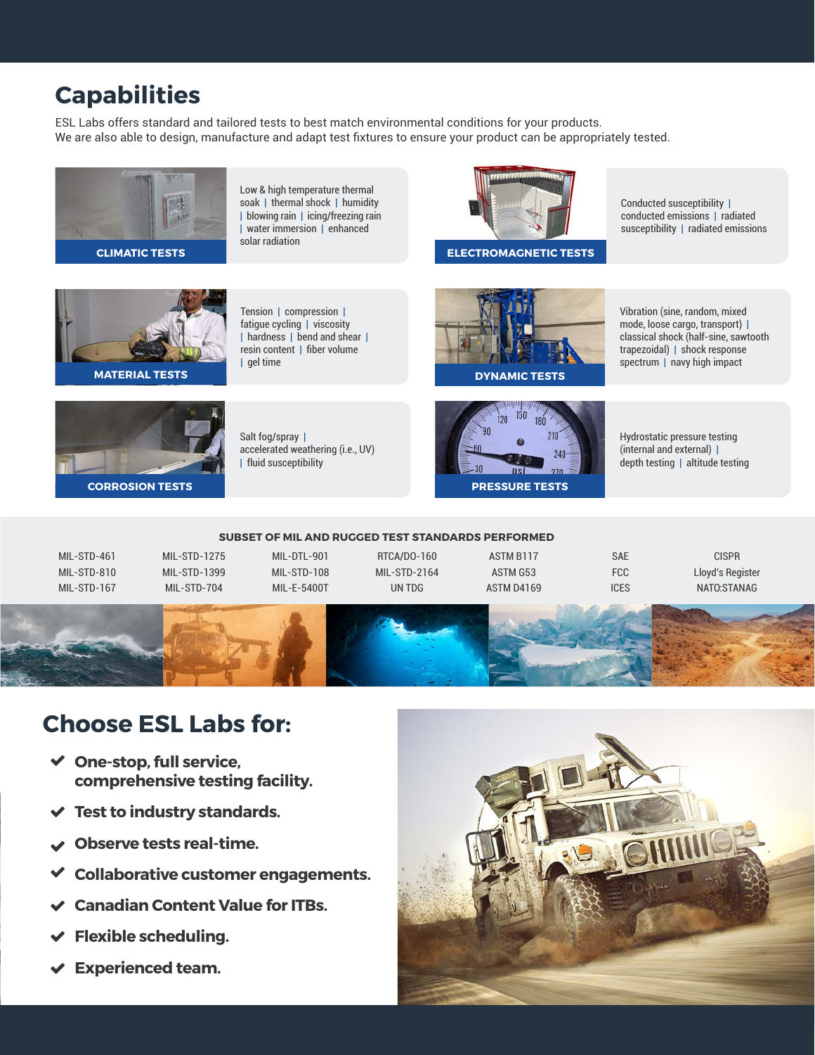# Capabilities

ESL Labs offers standard and tailored tests to best match environmental conditions for your products.
We are also able to design, manufacture and adapt test fixtures to ensure your product can be appropriately tested.

### CLIMATIC TESTS

Low & high temperature thermal soak | thermal shock | humidity | blowing rain | icing/freezing rain | water immersion | enhanced solar radiation

### ELECTROMAGNETIC TESTS

Conducted susceptibility | conducted emissions | radiated susceptibility | radiated emissions

### MATERIAL TESTS

Tension | compression | fatigue cycling | viscosity | hardness | bend and shear | resin content | fiber volume | gel time

### DYNAMIC TESTS

Vibration (sine, random, mixed mode, loose cargo, transport) | classical shock (half-sine, sawtooth trapezoidal) | shock response spectrum | navy high impact

### CORROSION TESTS

Salt fog/spray | accelerated weathering (i.e., UV) | fluid susceptibility

### PRESSURE TESTS

Hydrostatic pressure testing (internal and external) | depth testing | altitude testing

## SUBSET OF MIL AND RUGGED TEST STANDARDS PERFORMED

| | | | | | | |
|---|---|---|---|---|---|---|
| MIL-STD-461 | MIL-STD-1275 | MIL-DTL-901 | RTCA/DO-160 | ASTM B117 | SAE | CISPR |
| MIL-STD-810 | MIL-STD-1399 | MIL-STD-108 | MIL-STD-2164 | ASTM G53 | FCC | Lloyd's Register |
| MIL-STD-167 | MIL-STD-704 | MIL-E-5400T | UN TDG | ASTM D4169 | ICES | NATO:STANAG |

# Choose ESL Labs for:

- **One-stop, full service, comprehensive testing facility.**
- **Test to industry standards.**
- **Observe tests real-time.**
- **Collaborative customer engagements.**
- **Canadian Content Value for ITBs.**
- **Flexible scheduling.**
- **Experienced team.**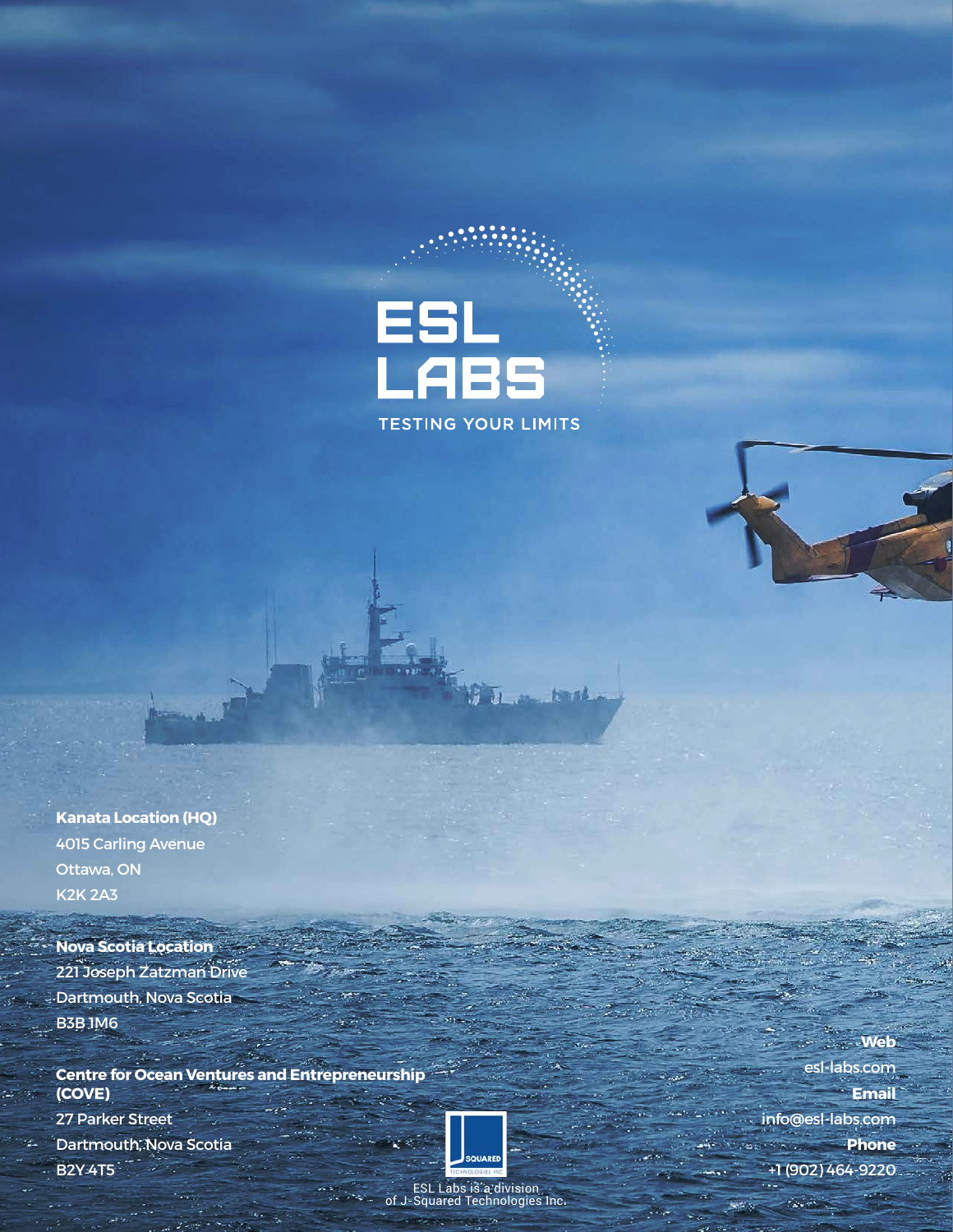ESL LABS

TESTING YOUR LIMITS

**Kanata Location (HQ)**
4015 Carling Avenue
Ottawa, ON
K2K 2A3

**Nova Scotia Location**
221 Joseph Zatzman Drive
Dartmouth, Nova Scotia
B3B 1M6

**Centre for Ocean Ventures and Entrepreneurship (COVE)**
27 Parker Street
Dartmouth, Nova Scotia
B2Y 4T5

ESL Labs is a division of J-Squared Technologies Inc.

**Web**
esl-labs.com

**Email**
info@esl-labs.com

**Phone**
+1 (902) 464-9220